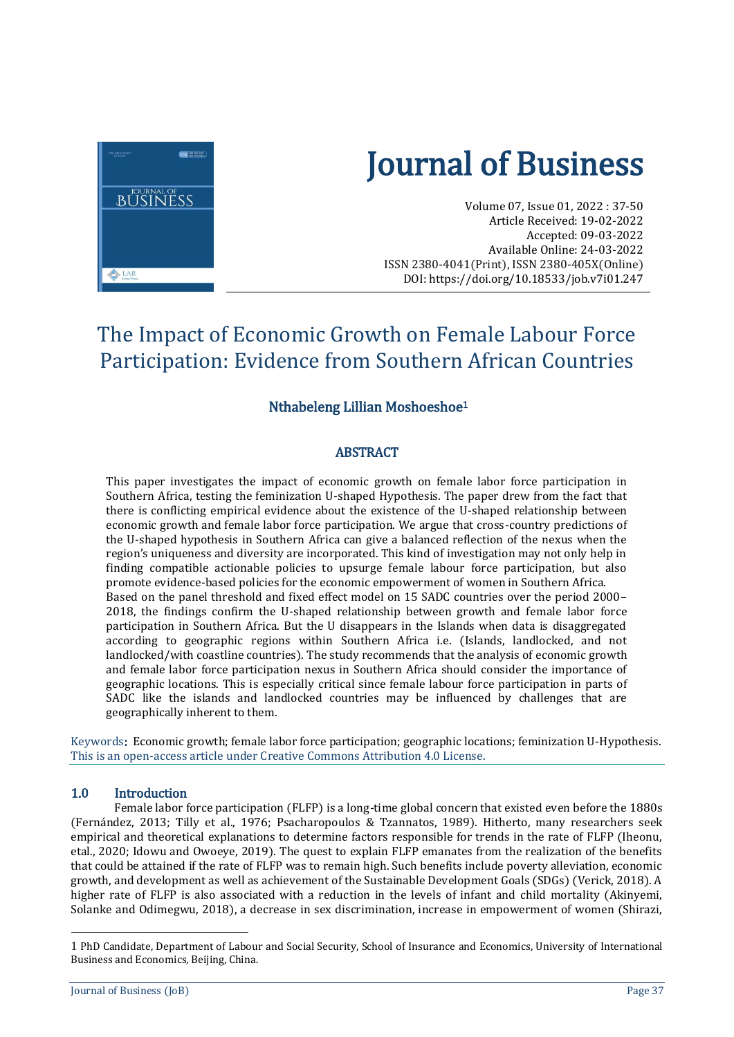# Journal of Business

Volume 07, Issue 01, 2022 : 37-50
Article Received: 19-02-2022
Accepted: 09-03-2022
Available Online: 24-03-2022
ISSN 2380-4041(Print), ISSN 2380-405X(Online)
DOI: https://doi.org/10.18533/job.v7i01.247

# The Impact of Economic Growth on Female Labour Force Participation: Evidence from Southern African Countries

**Nthabeleng Lillian Moshoeshoe[1]**

## ABSTRACT

This paper investigates the impact of economic growth on female labor force participation in Southern Africa, testing the feminization U-shaped Hypothesis. The paper drew from the fact that there is conflicting empirical evidence about the existence of the U-shaped relationship between economic growth and female labor force participation. We argue that cross-country predictions of the U-shaped hypothesis in Southern Africa can give a balanced reflection of the nexus when the region's uniqueness and diversity are incorporated. This kind of investigation may not only help in finding compatible actionable policies to upsurge female labour force participation, but also promote evidence-based policies for the economic empowerment of women in Southern Africa.
Based on the panel threshold and fixed effect model on 15 SADC countries over the period 2000–2018, the findings confirm the U-shaped relationship between growth and female labor force participation in Southern Africa. But the U disappears in the Islands when data is disaggregated according to geographic regions within Southern Africa i.e. (Islands, landlocked, and not landlocked/with coastline countries). The study recommends that the analysis of economic growth and female labor force participation nexus in Southern Africa should consider the importance of geographic locations. This is especially critical since female labour force participation in parts of SADC like the islands and landlocked countries may be influenced by challenges that are geographically inherent to them.

Keywords: Economic growth; female labor force participation; geographic locations; feminization U-Hypothesis.
This is an open-access article under Creative Commons Attribution 4.0 License.

## 1.0 Introduction

Female labor force participation (FLFP) is a long-time global concern that existed even before the 1880s (Fernández, 2013; Tilly et al., 1976; Psacharopoulos & Tzannatos, 1989). Hitherto, many researchers seek empirical and theoretical explanations to determine factors responsible for trends in the rate of FLFP (Iheonu, etal., 2020; Idowu and Owoeye, 2019). The quest to explain FLFP emanates from the realization of the benefits that could be attained if the rate of FLFP was to remain high. Such benefits include poverty alleviation, economic growth, and development as well as achievement of the Sustainable Development Goals (SDGs) (Verick, 2018). A higher rate of FLFP is also associated with a reduction in the levels of infant and child mortality (Akinyemi, Solanke and Odimegwu, 2018), a decrease in sex discrimination, increase in empowerment of women (Shirazi,

[1] PhD Candidate, Department of Labour and Social Security, School of Insurance and Economics, University of International Business and Economics, Beijing, China.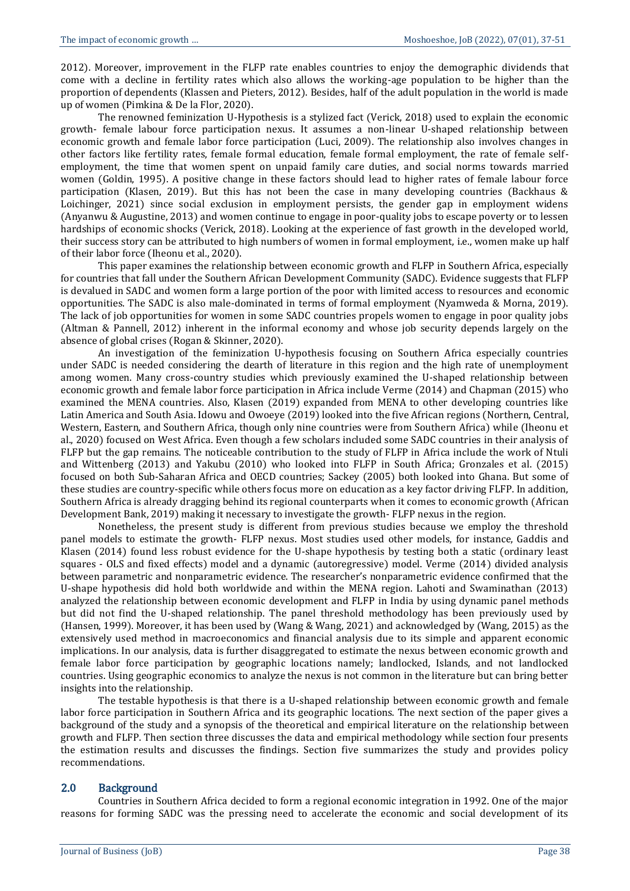2012). Moreover, improvement in the FLFP rate enables countries to enjoy the demographic dividends that come with a decline in fertility rates which also allows the working-age population to be higher than the proportion of dependents (Klassen and Pieters, 2012). Besides, half of the adult population in the world is made up of women (Pimkina & De la Flor, 2020).

The renowned feminization U-Hypothesis is a stylized fact (Verick, 2018) used to explain the economic growth- female labour force participation nexus. It assumes a non-linear U-shaped relationship between economic growth and female labor force participation (Luci, 2009). The relationship also involves changes in other factors like fertility rates, female formal education, female formal employment, the rate of female self-employment, the time that women spent on unpaid family care duties, and social norms towards married women (Goldin, 1995). A positive change in these factors should lead to higher rates of female labour force participation (Klasen, 2019). But this has not been the case in many developing countries (Backhaus & Loichinger, 2021) since social exclusion in employment persists, the gender gap in employment widens (Anyanwu & Augustine, 2013) and women continue to engage in poor-quality jobs to escape poverty or to lessen hardships of economic shocks (Verick, 2018). Looking at the experience of fast growth in the developed world, their success story can be attributed to high numbers of women in formal employment, i.e., women make up half of their labor force (Iheonu et al., 2020).

This paper examines the relationship between economic growth and FLFP in Southern Africa, especially for countries that fall under the Southern African Development Community (SADC). Evidence suggests that FLFP is devalued in SADC and women form a large portion of the poor with limited access to resources and economic opportunities. The SADC is also male-dominated in terms of formal employment (Nyamweda & Morna, 2019). The lack of job opportunities for women in some SADC countries propels women to engage in poor quality jobs (Altman & Pannell, 2012) inherent in the informal economy and whose job security depends largely on the absence of global crises (Rogan & Skinner, 2020).

An investigation of the feminization U-hypothesis focusing on Southern Africa especially countries under SADC is needed considering the dearth of literature in this region and the high rate of unemployment among women. Many cross-country studies which previously examined the U-shaped relationship between economic growth and female labor force participation in Africa include Verme (2014) and Chapman (2015) who examined the MENA countries. Also, Klasen (2019) expanded from MENA to other developing countries like Latin America and South Asia. Idowu and Owoeye (2019) looked into the five African regions (Northern, Central, Western, Eastern, and Southern Africa, though only nine countries were from Southern Africa) while (Iheonu et al., 2020) focused on West Africa. Even though a few scholars included some SADC countries in their analysis of FLFP but the gap remains. The noticeable contribution to the study of FLFP in Africa include the work of Ntuli and Wittenberg (2013) and Yakubu (2010) who looked into FLFP in South Africa; Gronzales et al. (2015) focused on both Sub-Saharan Africa and OECD countries; Sackey (2005) both looked into Ghana. But some of these studies are country-specific while others focus more on education as a key factor driving FLFP. In addition, Southern Africa is already dragging behind its regional counterparts when it comes to economic growth (African Development Bank, 2019) making it necessary to investigate the growth- FLFP nexus in the region.

Nonetheless, the present study is different from previous studies because we employ the threshold panel models to estimate the growth- FLFP nexus. Most studies used other models, for instance, Gaddis and Klasen (2014) found less robust evidence for the U-shape hypothesis by testing both a static (ordinary least squares - OLS and fixed effects) model and a dynamic (autoregressive) model. Verme (2014) divided analysis between parametric and nonparametric evidence. The researcher's nonparametric evidence confirmed that the U-shape hypothesis did hold both worldwide and within the MENA region. Lahoti and Swaminathan (2013) analyzed the relationship between economic development and FLFP in India by using dynamic panel methods but did not find the U-shaped relationship. The panel threshold methodology has been previously used by (Hansen, 1999). Moreover, it has been used by (Wang & Wang, 2021) and acknowledged by (Wang, 2015) as the extensively used method in macroeconomics and financial analysis due to its simple and apparent economic implications. In our analysis, data is further disaggregated to estimate the nexus between economic growth and female labor force participation by geographic locations namely; landlocked, Islands, and not landlocked countries. Using geographic economics to analyze the nexus is not common in the literature but can bring better insights into the relationship.

The testable hypothesis is that there is a U-shaped relationship between economic growth and female labor force participation in Southern Africa and its geographic locations. The next section of the paper gives a background of the study and a synopsis of the theoretical and empirical literature on the relationship between growth and FLFP. Then section three discusses the data and empirical methodology while section four presents the estimation results and discusses the findings. Section five summarizes the study and provides policy recommendations.

## 2.0 Background

Countries in Southern Africa decided to form a regional economic integration in 1992. One of the major reasons for forming SADC was the pressing need to accelerate the economic and social development of its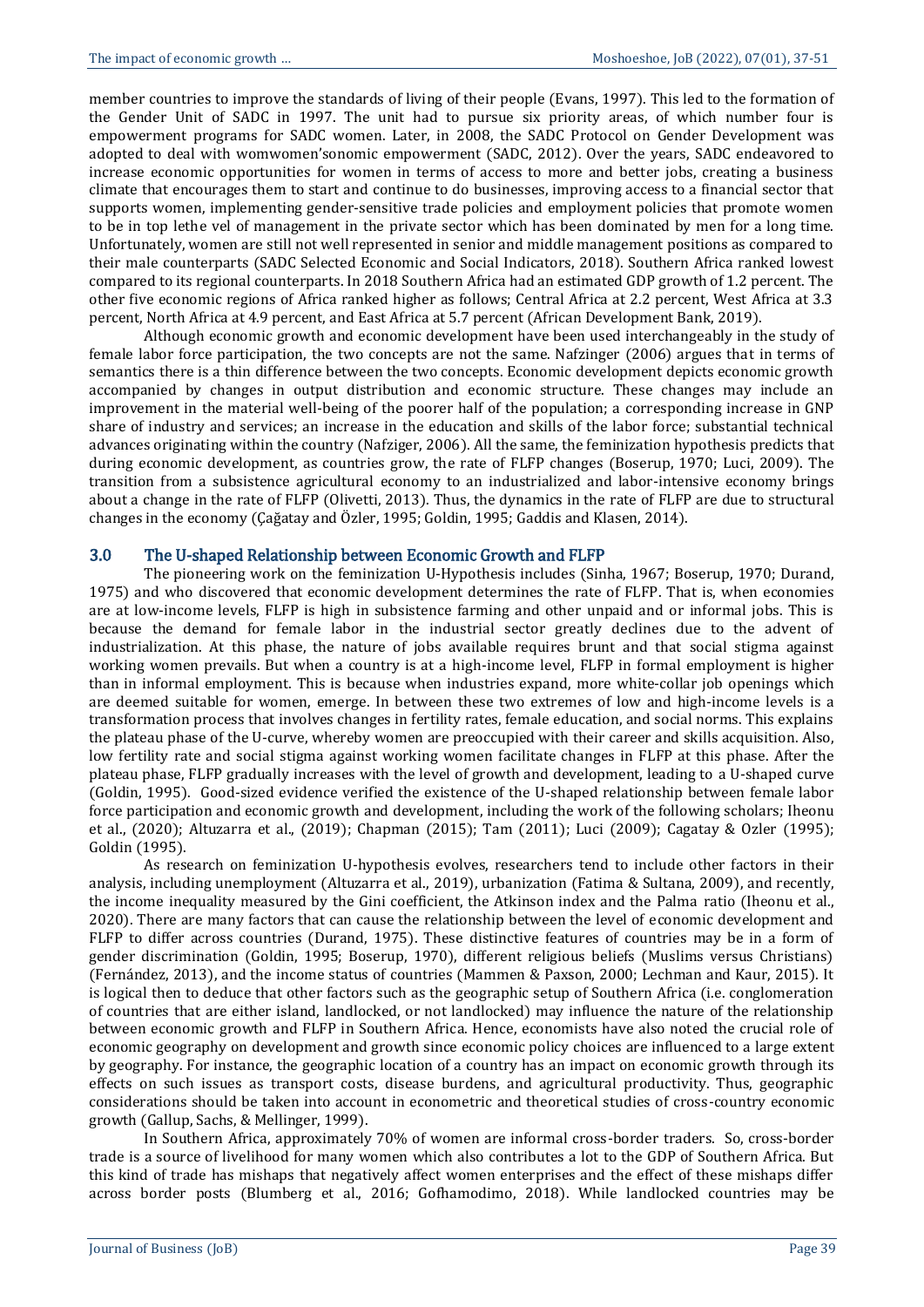member countries to improve the standards of living of their people (Evans, 1997). This led to the formation of the Gender Unit of SADC in 1997. The unit had to pursue six priority areas, of which number four is empowerment programs for SADC women. Later, in 2008, the SADC Protocol on Gender Development was adopted to deal with womwomen'sonomic empowerment (SADC, 2012). Over the years, SADC endeavored to increase economic opportunities for women in terms of access to more and better jobs, creating a business climate that encourages them to start and continue to do businesses, improving access to a financial sector that supports women, implementing gender-sensitive trade policies and employment policies that promote women to be in top lethe vel of management in the private sector which has been dominated by men for a long time. Unfortunately, women are still not well represented in senior and middle management positions as compared to their male counterparts (SADC Selected Economic and Social Indicators, 2018). Southern Africa ranked lowest compared to its regional counterparts. In 2018 Southern Africa had an estimated GDP growth of 1.2 percent. The other five economic regions of Africa ranked higher as follows; Central Africa at 2.2 percent, West Africa at 3.3 percent, North Africa at 4.9 percent, and East Africa at 5.7 percent (African Development Bank, 2019).

Although economic growth and economic development have been used interchangeably in the study of female labor force participation, the two concepts are not the same. Nafzinger (2006) argues that in terms of semantics there is a thin difference between the two concepts. Economic development depicts economic growth accompanied by changes in output distribution and economic structure. These changes may include an improvement in the material well-being of the poorer half of the population; a corresponding increase in GNP share of industry and services; an increase in the education and skills of the labor force; substantial technical advances originating within the country (Nafziger, 2006). All the same, the feminization hypothesis predicts that during economic development, as countries grow, the rate of FLFP changes (Boserup, 1970; Luci, 2009). The transition from a subsistence agricultural economy to an industrialized and labor-intensive economy brings about a change in the rate of FLFP (Olivetti, 2013). Thus, the dynamics in the rate of FLFP are due to structural changes in the economy (Çağatay and Özler, 1995; Goldin, 1995; Gaddis and Klasen, 2014).

## 3.0 The U-shaped Relationship between Economic Growth and FLFP

The pioneering work on the feminization U-Hypothesis includes (Sinha, 1967; Boserup, 1970; Durand, 1975) and who discovered that economic development determines the rate of FLFP. That is, when economies are at low-income levels, FLFP is high in subsistence farming and other unpaid and or informal jobs. This is because the demand for female labor in the industrial sector greatly declines due to the advent of industrialization. At this phase, the nature of jobs available requires brunt and that social stigma against working women prevails. But when a country is at a high-income level, FLFP in formal employment is higher than in informal employment. This is because when industries expand, more white-collar job openings which are deemed suitable for women, emerge. In between these two extremes of low and high-income levels is a transformation process that involves changes in fertility rates, female education, and social norms. This explains the plateau phase of the U-curve, whereby women are preoccupied with their career and skills acquisition. Also, low fertility rate and social stigma against working women facilitate changes in FLFP at this phase. After the plateau phase, FLFP gradually increases with the level of growth and development, leading to a U-shaped curve (Goldin, 1995). Good-sized evidence verified the existence of the U-shaped relationship between female labor force participation and economic growth and development, including the work of the following scholars; Iheonu et al., (2020); Altuzarra et al., (2019); Chapman (2015); Tam (2011); Luci (2009); Cagatay & Ozler (1995); Goldin (1995).

As research on feminization U-hypothesis evolves, researchers tend to include other factors in their analysis, including unemployment (Altuzarra et al., 2019), urbanization (Fatima & Sultana, 2009), and recently, the income inequality measured by the Gini coefficient, the Atkinson index and the Palma ratio (Iheonu et al., 2020). There are many factors that can cause the relationship between the level of economic development and FLFP to differ across countries (Durand, 1975). These distinctive features of countries may be in a form of gender discrimination (Goldin, 1995; Boserup, 1970), different religious beliefs (Muslims versus Christians) (Fernández, 2013), and the income status of countries (Mammen & Paxson, 2000; Lechman and Kaur, 2015). It is logical then to deduce that other factors such as the geographic setup of Southern Africa (i.e. conglomeration of countries that are either island, landlocked, or not landlocked) may influence the nature of the relationship between economic growth and FLFP in Southern Africa. Hence, economists have also noted the crucial role of economic geography on development and growth since economic policy choices are influenced to a large extent by geography. For instance, the geographic location of a country has an impact on economic growth through its effects on such issues as transport costs, disease burdens, and agricultural productivity. Thus, geographic considerations should be taken into account in econometric and theoretical studies of cross-country economic growth (Gallup, Sachs, & Mellinger, 1999).

In Southern Africa, approximately 70% of women are informal cross-border traders. So, cross-border trade is a source of livelihood for many women which also contributes a lot to the GDP of Southern Africa. But this kind of trade has mishaps that negatively affect women enterprises and the effect of these mishaps differ across border posts (Blumberg et al., 2016; Gofhamodimo, 2018). While landlocked countries may be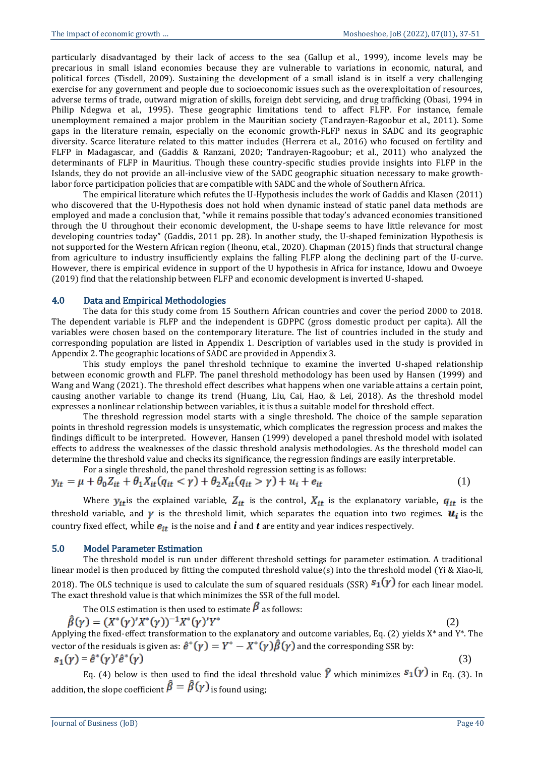particularly disadvantaged by their lack of access to the sea (Gallup et al., 1999), income levels may be precarious in small island economies because they are vulnerable to variations in economic, natural, and political forces (Tisdell, 2009). Sustaining the development of a small island is in itself a very challenging exercise for any government and people due to socioeconomic issues such as the overexploitation of resources, adverse terms of trade, outward migration of skills, foreign debt servicing, and drug trafficking (Obasi, 1994 in Philip Ndegwa et al., 1995). These geographic limitations tend to affect FLFP. For instance, female unemployment remained a major problem in the Mauritian society (Tandrayen-Ragoobur et al., 2011). Some gaps in the literature remain, especially on the economic growth-FLFP nexus in SADC and its geographic diversity. Scarce literature related to this matter includes (Herrera et al., 2016) who focused on fertility and FLFP in Madagascar, and (Gaddis & Ranzani, 2020; Tandrayen-Ragoobur; et al., 2011) who analyzed the determinants of FLFP in Mauritius. Though these country-specific studies provide insights into FLFP in the Islands, they do not provide an all-inclusive view of the SADC geographic situation necessary to make growth-labor force participation policies that are compatible with SADC and the whole of Southern Africa.

The empirical literature which refutes the U-Hypothesis includes the work of Gaddis and Klasen (2011) who discovered that the U-Hypothesis does not hold when dynamic instead of static panel data methods are employed and made a conclusion that, "while it remains possible that today's advanced economies transitioned through the U throughout their economic development, the U-shape seems to have little relevance for most developing countries today" (Gaddis, 2011 pp. 28). In another study, the U-shaped feminization Hypothesis is not supported for the Western African region (Iheonu, etal., 2020). Chapman (2015) finds that structural change from agriculture to industry insufficiently explains the falling FLFP along the declining part of the U-curve. However, there is empirical evidence in support of the U hypothesis in Africa for instance, Idowu and Owoeye (2019) find that the relationship between FLFP and economic development is inverted U-shaped.

## 4.0 Data and Empirical Methodologies

The data for this study come from 15 Southern African countries and cover the period 2000 to 2018. The dependent variable is FLFP and the independent is GDPPC (gross domestic product per capita). All the variables were chosen based on the contemporary literature. The list of countries included in the study and corresponding population are listed in Appendix 1. Description of variables used in the study is provided in Appendix 2. The geographic locations of SADC are provided in Appendix 3.

This study employs the panel threshold technique to examine the inverted U-shaped relationship between economic growth and FLFP. The panel threshold methodology has been used by Hansen (1999) and Wang and Wang (2021). The threshold effect describes what happens when one variable attains a certain point, causing another variable to change its trend (Huang, Liu, Cai, Hao, & Lei, 2018). As the threshold model expresses a nonlinear relationship between variables, it is thus a suitable model for threshold effect.

The threshold regression model starts with a single threshold. The choice of the sample separation points in threshold regression models is unsystematic, which complicates the regression process and makes the findings difficult to be interpreted. However, Hansen (1999) developed a panel threshold model with isolated effects to address the weaknesses of the classic threshold analysis methodologies. As the threshold model can determine the threshold value and checks its significance, the regression findings are easily interpretable.

For a single threshold, the panel threshold regression setting is as follows:

$$y_{it} = \mu + \theta_0 Z_{it} + \theta_1 X_{it}(q_{it} < \gamma) + \theta_2 X_{it}(q_{it} > \gamma) + u_i + e_{it} \tag{1}$$

Where $y_{it}$ is the explained variable, $Z_{it}$ is the control, $X_{it}$ is the explanatory variable, $q_{it}$ is the threshold variable, and $\gamma$ is the threshold limit, which separates the equation into two regimes. $u_i$ is the country fixed effect, while $e_{it}$ is the noise and $i$ and $t$ are entity and year indices respectively.

## 5.0 Model Parameter Estimation

The threshold model is run under different threshold settings for parameter estimation. A traditional linear model is then produced by fitting the computed threshold value(s) into the threshold model (Yi & Xiao-li, 2018). The OLS technique is used to calculate the sum of squared residuals (SSR) $s_1(\gamma)$ for each linear model. The exact threshold value is that which minimizes the SSR of the full model.

The OLS estimation is then used to estimate $\beta$ as follows:

$$\hat{\beta}(\gamma) = (X^*(\gamma)'X^*(\gamma))^{-1}X^*(\gamma)'Y^* \tag{2}$$

Applying the fixed-effect transformation to the explanatory and outcome variables, Eq. (2) yields X* and Y*. The vector of the residuals is given as: $\hat{e}^*(\gamma) = Y^* - X^*(\gamma)\hat{\beta}(\gamma)$ and the corresponding SSR by:

$$s_1(\gamma) = \hat{e}^*(\gamma)'\hat{e}^*(\gamma) \tag{3}$$

Eq. (4) below is then used to find the ideal threshold value $\hat{\gamma}$ which minimizes $s_1(\gamma)$ in Eq. (3). In addition, the slope coefficient $\hat{\beta} = \hat{\beta}(\gamma)$ is found using;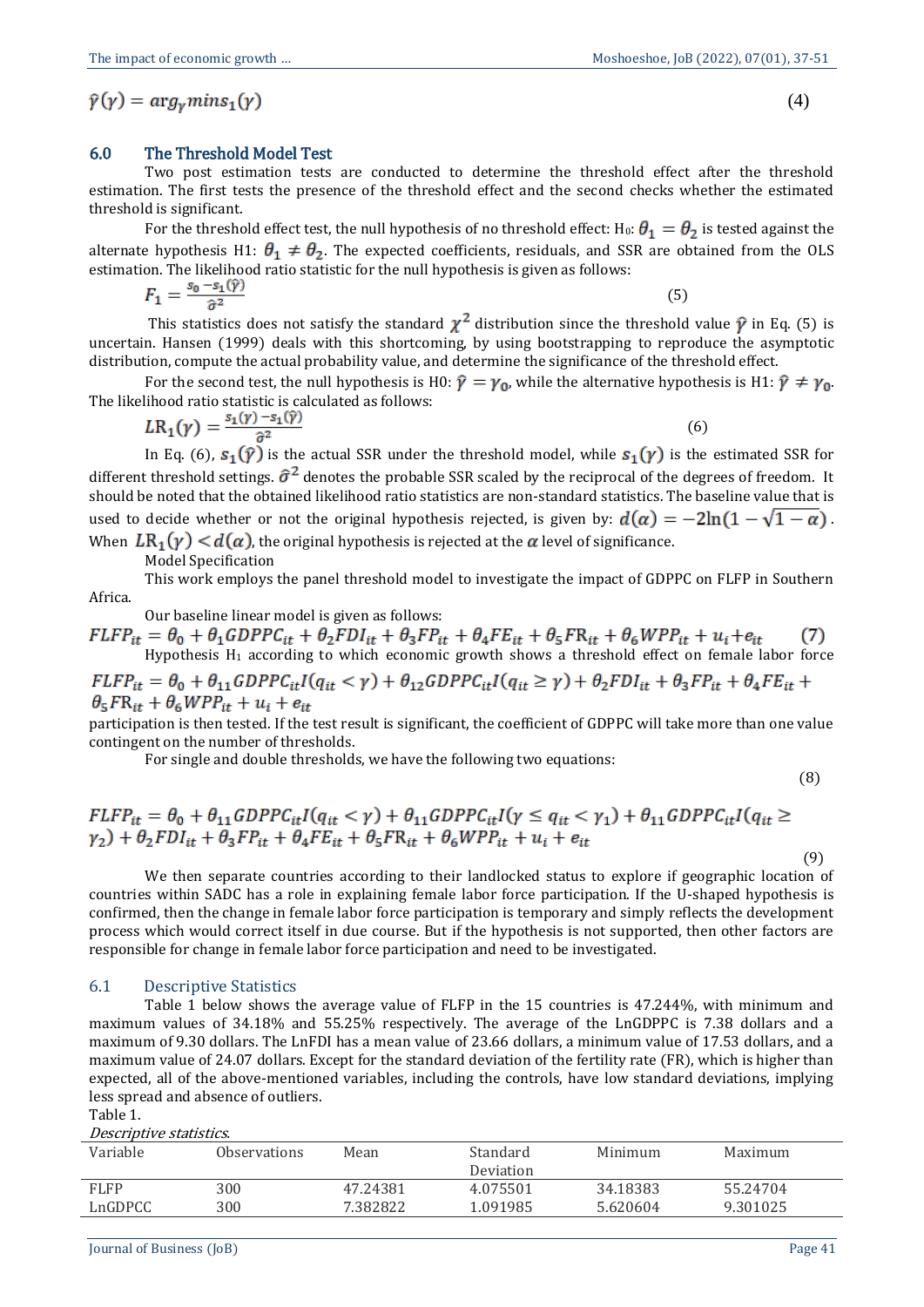$$\hat{\gamma}(\gamma) = arg_{\gamma} mins_1(\gamma) \tag{4}$$

## 6.0 The Threshold Model Test

Two post estimation tests are conducted to determine the threshold effect after the threshold estimation. The first tests the presence of the threshold effect and the second checks whether the estimated threshold is significant.

For the threshold effect test, the null hypothesis of no threshold effect: H0: $\theta_1 = \theta_2$ is tested against the alternate hypothesis H1: $\theta_1 \neq \theta_2$. The expected coefficients, residuals, and SSR are obtained from the OLS estimation. The likelihood ratio statistic for the null hypothesis is given as follows:

$$F_1 = \frac{s_0 - s_1(\hat{\gamma})}{\hat{\sigma}^2} \tag{5}$$

This statistics does not satisfy the standard $\chi^2$ distribution since the threshold value $\hat{\gamma}$ in Eq. (5) is uncertain. Hansen (1999) deals with this shortcoming, by using bootstrapping to reproduce the asymptotic distribution, compute the actual probability value, and determine the significance of the threshold effect.

For the second test, the null hypothesis is H0: $\hat{\gamma} = \gamma_0$, while the alternative hypothesis is H1: $\hat{\gamma} \neq \gamma_0$. The likelihood ratio statistic is calculated as follows:

$$LR_1(\gamma) = \frac{s_1(\gamma) - s_1(\hat{\gamma})}{\hat{\sigma}^2} \tag{6}$$

In Eq. (6), $s_1(\hat{\gamma})$ is the actual SSR under the threshold model, while $s_1(\gamma)$ is the estimated SSR for different threshold settings. $\hat{\sigma}^2$ denotes the probable SSR scaled by the reciprocal of the degrees of freedom. It should be noted that the obtained likelihood ratio statistics are non-standard statistics. The baseline value that is used to decide whether or not the original hypothesis rejected, is given by: $d(\alpha) = -2\ln(1 - \sqrt{1-\alpha})$. When $LR_1(\gamma) < d(\alpha)$, the original hypothesis is rejected at the $\alpha$ level of significance.

Model Specification

This work employs the panel threshold model to investigate the impact of GDPPC on FLFP in Southern Africa.

Our baseline linear model is given as follows:

$$FLFP_{it} = \theta_0 + \theta_1 GDPPC_{it} + \theta_2 FDI_{it} + \theta_3 FP_{it} + \theta_4 FE_{it} + \theta_5 FR_{it} + \theta_6 WPP_{it} + u_i + e_{it} \tag{7}$$

Hypothesis H1 according to which economic growth shows a threshold effect on female labor force

$$FLFP_{it} = \theta_0 + \theta_{11} GDPPC_{it} I(q_{it} < \gamma) + \theta_{12} GDPPC_{it} I(q_{it} \geq \gamma) + \theta_2 FDI_{it} + \theta_3 FP_{it} + \theta_4 FE_{it} + \theta_5 FR_{it} + \theta_6 WPP_{it} + u_i + e_{it}$$

participation is then tested. If the test result is significant, the coefficient of GDPPC will take more than one value contingent on the number of thresholds.

For single and double thresholds, we have the following two equations:

$$(8)$$

$$FLFP_{it} = \theta_0 + \theta_{11} GDPPC_{it} I(q_{it} < \gamma) + \theta_{11} GDPPC_{it} I(\gamma \leq q_{it} < \gamma_1) + \theta_{11} GDPPC_{it} I(q_{it} \geq \gamma_2) + \theta_2 FDI_{it} + \theta_3 FP_{it} + \theta_4 FE_{it} + \theta_5 FR_{it} + \theta_6 WPP_{it} + u_i + e_{it}$$

$$(9)$$

We then separate countries according to their landlocked status to explore if geographic location of countries within SADC has a role in explaining female labor force participation. If the U-shaped hypothesis is confirmed, then the change in female labor force participation is temporary and simply reflects the development process which would correct itself in due course. But if the hypothesis is not supported, then other factors are responsible for change in female labor force participation and need to be investigated.

## 6.1 Descriptive Statistics

Table 1 below shows the average value of FLFP in the 15 countries is 47.244%, with minimum and maximum values of 34.18% and 55.25% respectively. The average of the LnGDPPC is 7.38 dollars and a maximum of 9.30 dollars. The LnFDI has a mean value of 23.66 dollars, a minimum value of 17.53 dollars, and a maximum value of 24.07 dollars. Except for the standard deviation of the fertility rate (FR), which is higher than expected, all of the above-mentioned variables, including the controls, have low standard deviations, implying less spread and absence of outliers.

Table 1.

*Descriptive statistics.*

| Variable | Observations | Mean | Standard Deviation | Minimum | Maximum |
|---|---|---|---|---|---|
| FLFP | 300 | 47.24381 | 4.075501 | 34.18383 | 55.24704 |
| LnGDPCC | 300 | 7.382822 | 1.091985 | 5.620604 | 9.301025 |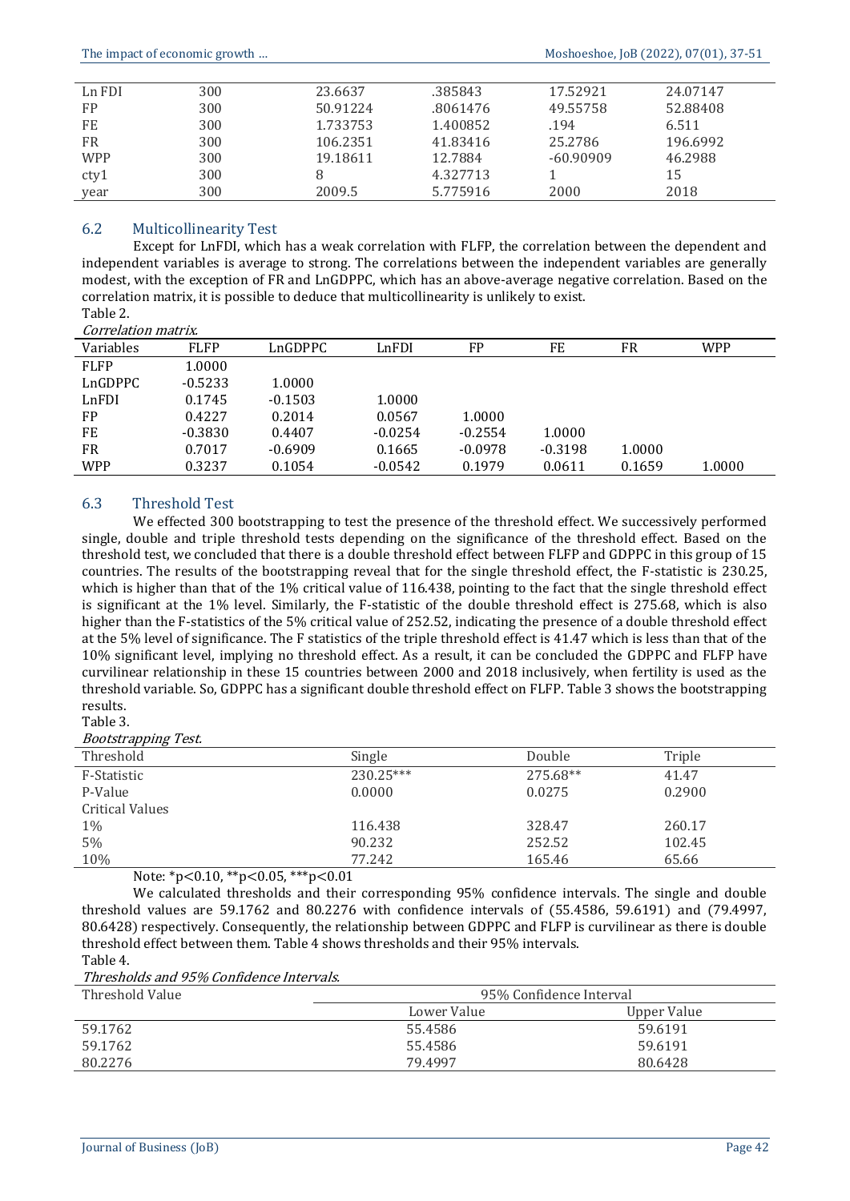| Ln FDI | 300 | 23.6637 | .385843 | 17.52921 | 24.07147 |
|---|---|---|---|---|---|
| FP | 300 | 50.91224 | .8061476 | 49.55758 | 52.88408 |
| FE | 300 | 1.733753 | 1.400852 | .194 | 6.511 |
| FR | 300 | 106.2351 | 41.83416 | 25.2786 | 196.6992 |
| WPP | 300 | 19.18611 | 12.7884 | -60.90909 | 46.2988 |
| cty1 | 300 | 8 | 4.327713 | 1 | 15 |
| year | 300 | 2009.5 | 5.775916 | 2000 | 2018 |

## 6.2 Multicollinearity Test

Except for LnFDI, which has a weak correlation with FLFP, the correlation between the dependent and independent variables is average to strong. The correlations between the independent variables are generally modest, with the exception of FR and LnGDPPC, which has an above-average negative correlation. Based on the correlation matrix, it is possible to deduce that multicollinearity is unlikely to exist.

Table 2.

*Correlation matrix.*

| Variables | FLFP | LnGDPPC | LnFDI | FP | FE | FR | WPP |
|---|---|---|---|---|---|---|---|
| FLFP | 1.0000 | | | | | | |
| LnGDPPC | -0.5233 | 1.0000 | | | | | |
| LnFDI | 0.1745 | -0.1503 | 1.0000 | | | | |
| FP | 0.4227 | 0.2014 | 0.0567 | 1.0000 | | | |
| FE | -0.3830 | 0.4407 | -0.0254 | -0.2554 | 1.0000 | | |
| FR | 0.7017 | -0.6909 | 0.1665 | -0.0978 | -0.3198 | 1.0000 | |
| WPP | 0.3237 | 0.1054 | -0.0542 | 0.1979 | 0.0611 | 0.1659 | 1.0000 |

## 6.3 Threshold Test

We effected 300 bootstrapping to test the presence of the threshold effect. We successively performed single, double and triple threshold tests depending on the significance of the threshold effect. Based on the threshold test, we concluded that there is a double threshold effect between FLFP and GDPPC in this group of 15 countries. The results of the bootstrapping reveal that for the single threshold effect, the F-statistic is 230.25, which is higher than that of the 1% critical value of 116.438, pointing to the fact that the single threshold effect is significant at the 1% level. Similarly, the F-statistic of the double threshold effect is 275.68, which is also higher than the F-statistics of the 5% critical value of 252.52, indicating the presence of a double threshold effect at the 5% level of significance. The F statistics of the triple threshold effect is 41.47 which is less than that of the 10% significant level, implying no threshold effect. As a result, it can be concluded the GDPPC and FLFP have curvilinear relationship in these 15 countries between 2000 and 2018 inclusively, when fertility is used as the threshold variable. So, GDPPC has a significant double threshold effect on FLFP. Table 3 shows the bootstrapping results.

Table 3.

*Bootstrapping Test.*

| Threshold | Single | Double | Triple |
|---|---|---|---|
| F-Statistic | 230.25*** | 275.68** | 41.47 |
| P-Value | 0.0000 | 0.0275 | 0.2900 |
| Critical Values | | | |
| 1% | 116.438 | 328.47 | 260.17 |
| 5% | 90.232 | 252.52 | 102.45 |
| 10% | 77.242 | 165.46 | 65.66 |

Note: *$p<0.10$, **$p<0.05$, ***$p<0.01$

We calculated thresholds and their corresponding 95% confidence intervals. The single and double threshold values are 59.1762 and 80.2276 with confidence intervals of (55.4586, 59.6191) and (79.4997, 80.6428) respectively. Consequently, the relationship between GDPPC and FLFP is curvilinear as there is double threshold effect between them. Table 4 shows thresholds and their 95% intervals.

Table 4.

*Thresholds and 95% Confidence Intervals.*

| Threshold Value | 95% Confidence Interval | |
|---|---|---|
| | Lower Value | Upper Value |
| 59.1762 | 55.4586 | 59.6191 |
| 59.1762 | 55.4586 | 59.6191 |
| 80.2276 | 79.4997 | 80.6428 |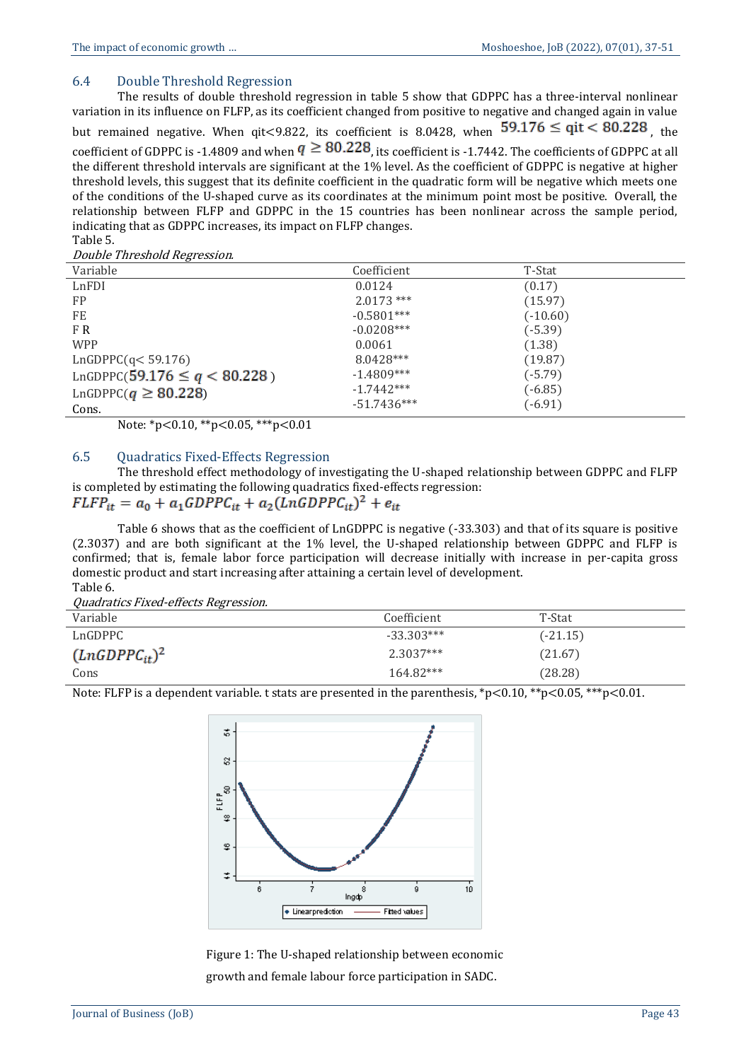## 6.4 Double Threshold Regression

The results of double threshold regression in table 5 show that GDPPC has a three-interval nonlinear variation in its influence on FLFP, as its coefficient changed from positive to negative and changed again in value but remained negative. When qit<9.822, its coefficient is 8.0428, when $59.176 \leq qit < 80.228$, the coefficient of GDPPC is -1.4809 and when $q \geq 80.228$, its coefficient is -1.7442. The coefficients of GDPPC at all the different threshold intervals are significant at the 1% level. As the coefficient of GDPPC is negative at higher threshold levels, this suggest that its definite coefficient in the quadratic form will be negative which meets one of the conditions of the U-shaped curve as its coordinates at the minimum point most be positive. Overall, the relationship between FLFP and GDPPC in the 15 countries has been nonlinear across the sample period, indicating that as GDPPC increases, its impact on FLFP changes.

Table 5.

*Double Threshold Regression.*

| Variable | Coefficient | T-Stat |
|---|---|---|
| LnFDI | 0.0124 | (0.17) |
| FP | 2.0173 *** | (15.97) |
| FE | -0.5801*** | (-10.60) |
| F R | -0.0208*** | (-5.39) |
| WPP | 0.0061 | (1.38) |
| LnGDPPC($q < 59.176$) | 8.0428*** | (19.87) |
| LnGDPPC($59.176 \leq q < 80.228$) | -1.4809*** | (-5.79) |
| LnGDPPC($q \geq 80.228$) | -1.7442*** | (-6.85) |
| Cons. | -51.7436*** | (-6.91) |

Note: *p<0.10, **p<0.05, ***p<0.01

## 6.5 Quadratics Fixed-Effects Regression

The threshold effect methodology of investigating the U-shaped relationship between GDPPC and FLFP is completed by estimating the following quadratics fixed-effects regression:

$$FLFP_{it} = a_0 + a_1 GDPPC_{it} + a_2 (LnGDPPC_{it})^2 + e_{it}$$

Table 6 shows that as the coefficient of LnGDPPC is negative (-33.303) and that of its square is positive (2.3037) and are both significant at the 1% level, the U-shaped relationship between GDPPC and FLFP is confirmed; that is, female labor force participation will decrease initially with increase in per-capita gross domestic product and start increasing after attaining a certain level of development.

Table 6.

*Quadratics Fixed-effects Regression.*

| Variable | Coefficient | T-Stat |
|---|---|---|
| LnGDPPC | -33.303*** | (-21.15) |
| $(LnGDPPC_{it})^2$ | 2.3037*** | (21.67) |
| Cons | 164.82*** | (28.28) |

Note: FLFP is a dependent variable. t stats are presented in the parenthesis, *p<0.10, **p<0.05, ***p<0.01.

Figure 1: The U-shaped relationship between economic growth and female labour force participation in SADC.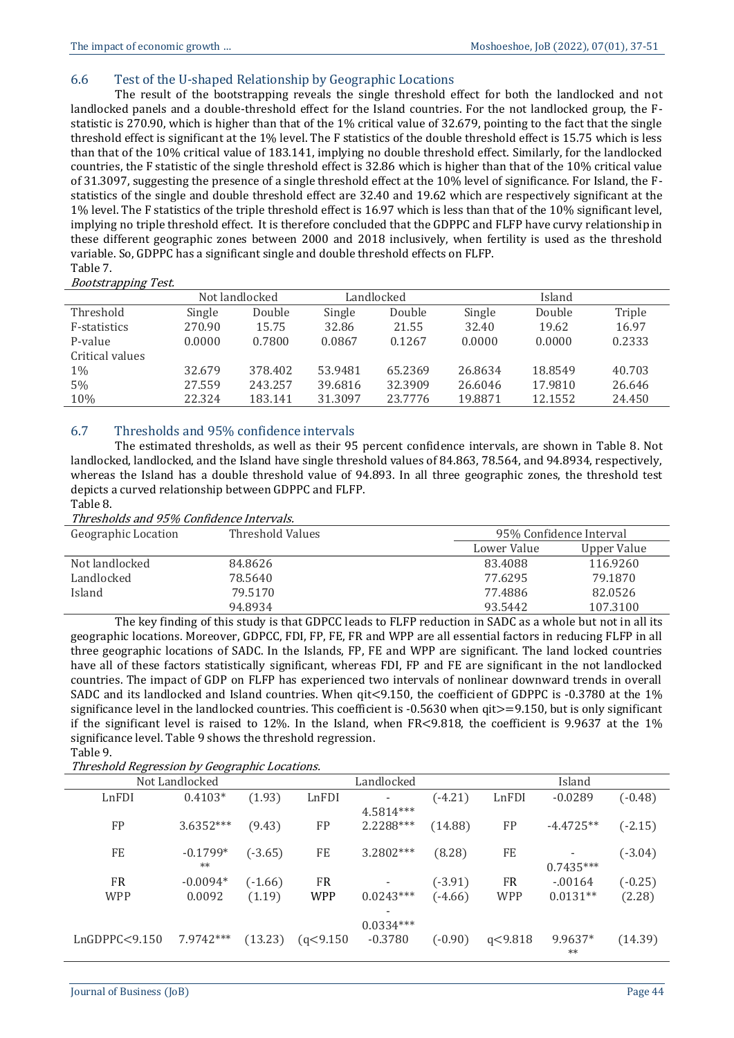## 6.6 Test of the U-shaped Relationship by Geographic Locations

The result of the bootstrapping reveals the single threshold effect for both the landlocked and not landlocked panels and a double-threshold effect for the Island countries. For the not landlocked group, the F-statistic is 270.90, which is higher than that of the 1% critical value of 32.679, pointing to the fact that the single threshold effect is significant at the 1% level. The F statistics of the double threshold effect is 15.75 which is less than that of the 10% critical value of 183.141, implying no double threshold effect. Similarly, for the landlocked countries, the F statistic of the single threshold effect is 32.86 which is higher than that of the 10% critical value of 31.3097, suggesting the presence of a single threshold effect at the 10% level of significance. For Island, the F-statistics of the single and double threshold effect are 32.40 and 19.62 which are respectively significant at the 1% level. The F statistics of the triple threshold effect is 16.97 which is less than that of the 10% significant level, implying no triple threshold effect. It is therefore concluded that the GDPPC and FLFP have curvy relationship in these different geographic zones between 2000 and 2018 inclusively, when fertility is used as the threshold variable. So, GDPPC has a significant single and double threshold effects on FLFP.

Table 7.
*Bootstrapping Test.*

| | Not landlocked | | Landlocked | | Island | | |
|---|---|---|---|---|---|---|---|
| Threshold | Single | Double | Single | Double | Single | Double | Triple |
| F-statistics | 270.90 | 15.75 | 32.86 | 21.55 | 32.40 | 19.62 | 16.97 |
| P-value | 0.0000 | 0.7800 | 0.0867 | 0.1267 | 0.0000 | 0.0000 | 0.2333 |
| Critical values | | | | | | | |
| 1% | 32.679 | 378.402 | 53.9481 | 65.2369 | 26.8634 | 18.8549 | 40.703 |
| 5% | 27.559 | 243.257 | 39.6816 | 32.3909 | 26.6046 | 17.9810 | 26.646 |
| 10% | 22.324 | 183.141 | 31.3097 | 23.7776 | 19.8871 | 12.1552 | 24.450 |

## 6.7 Thresholds and 95% confidence intervals

The estimated thresholds, as well as their 95 percent confidence intervals, are shown in Table 8. Not landlocked, landlocked, and the Island have single threshold values of 84.863, 78.564, and 94.8934, respectively, whereas the Island has a double threshold value of 94.893. In all three geographic zones, the threshold test depicts a curved relationship between GDPPC and FLFP.

Table 8.
*Thresholds and 95% Confidence Intervals.*

| Geographic Location | Threshold Values | 95% Confidence Interval | |
|---|---|---|---|
| | | Lower Value | Upper Value |
| Not landlocked | 84.8626 | 83.4088 | 116.9260 |
| Landlocked | 78.5640 | 77.6295 | 79.1870 |
| Island | 79.5170 | 77.4886 | 82.0526 |
| | 94.8934 | 93.5442 | 107.3100 |

The key finding of this study is that GDPCC leads to FLFP reduction in SADC as a whole but not in all its geographic locations. Moreover, GDPCC, FDI, FP, FE, FR and WPP are all essential factors in reducing FLFP in all three geographic locations of SADC. In the Islands, FP, FE and WPP are significant. The land locked countries have all of these factors statistically significant, whereas FDI, FP and FE are significant in the not landlocked countries. The impact of GDP on FLFP has experienced two intervals of nonlinear downward trends in overall SADC and its landlocked and Island countries. When qit<9.150, the coefficient of GDPPC is -0.3780 at the 1% significance level in the landlocked countries. This coefficient is -0.5630 when qit>=9.150, but is only significant if the significant level is raised to 12%. In the Island, when FR<9.818, the coefficient is 9.9637 at the 1% significance level. Table 9 shows the threshold regression.

Table 9.
*Threshold Regression by Geographic Locations.*

| Not Landlocked | | | Landlocked | | | Island | | |
|---|---|---|---|---|---|---|---|---|
| LnFDI | 0.4103* | (1.93) | LnFDI | -4.5814*** | (-4.21) | LnFDI | -0.0289 | (-0.48) |
| FP | 3.6352*** | (9.43) | FP | 2.2288*** | (14.88) | FP | -4.4725** | (-2.15) |
| FE | -0.1799*** | (-3.65) | FE | 3.2802*** | (8.28) | FE | -0.7435*** | (-3.04) |
| FR | -0.0094* | (-1.66) | FR | - | (-3.91) | FR | -.00164 | (-0.25) |
| WPP | 0.0092 | (1.19) | WPP | 0.0243*** | (-4.66) | WPP | 0.0131** | (2.28) |
| | | | | -0.0334*** | | | | |
| LnGDPPC<9.150 | 7.9742*** | (13.23) | (q<9.150 | -0.3780 | (-0.90) | q<9.818 | 9.9637*** | (14.39) |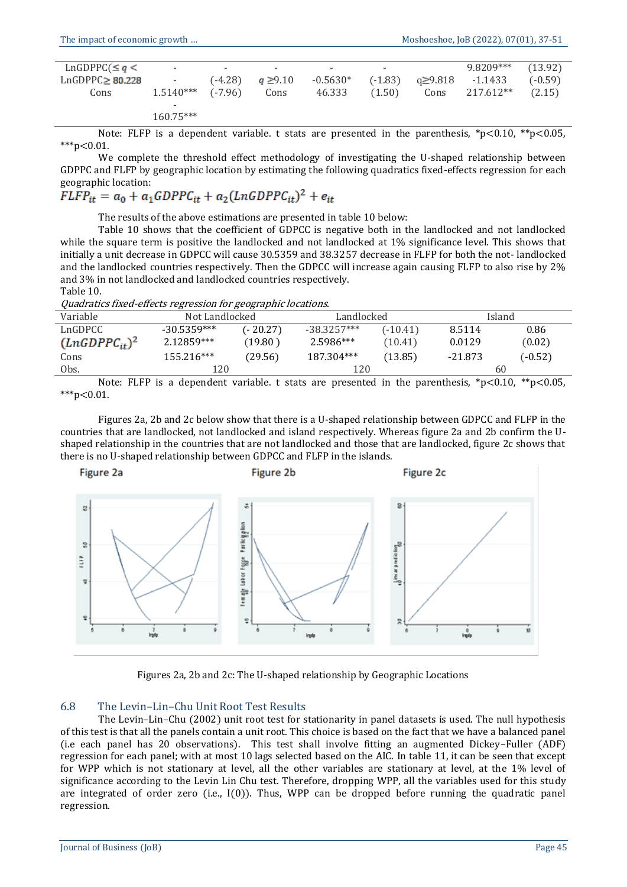| | | | | | | | | |
|---|---|---|---|---|---|---|---|---|
| LnGDPPC($\leq q <$ | - | - | - | - | - | | 9.8209*** | (13.92) |
| LnGDPPC$\geq$ 80.228 | - | (-4.28) | $q \geq$9.10 | -0.5630* | (-1.83) | q≥9.818 | -1.1433 | (-0.59) |
| Cons | 1.5140*** | (-7.96) | Cons | 46.333 | (1.50) | Cons | 217.612** | (2.15) |
| | -160.75*** | | | | | | | |

Note: FLFP is a dependent variable. t stats are presented in the parenthesis, *p<0.10, **p<0.05, ***p<0.01.

We complete the threshold effect methodology of investigating the U-shaped relationship between GDPPC and FLFP by geographic location by estimating the following quadratics fixed-effects regression for each geographic location:

$$FLFP_{it} = a_0 + a_1 GDPPC_{it} + a_2 (LnGDPPC_{it})^2 + e_{it}$$

The results of the above estimations are presented in table 10 below:

Table 10 shows that the coefficient of GDPCC is negative both in the landlocked and not landlocked while the square term is positive the landlocked and not landlocked at 1% significance level. This shows that initially a unit decrease in GDPCC will cause 30.5359 and 38.3257 decrease in FLFP for both the not- landlocked and the landlocked countries respectively. Then the GDPCC will increase again causing FLFP to also rise by 2% and 3% in not landlocked and landlocked countries respectively.

Table 10.

*Quadratics fixed-effects regression for geographic locations.*

| Variable | Not Landlocked | | Landlocked | | Island | |
|---|---|---|---|---|---|---|
| LnGDPCC | -30.5359*** | (- 20.27) | -38.3257*** | (-10.41) | 8.5114 | 0.86 |
| $(LnGDPPC_{it})^2$ | 2.12859*** | (19.80 ) | 2.5986*** | (10.41) | 0.0129 | (0.02) |
| Cons | 155.216*** | (29.56) | 187.304*** | (13.85) | -21.873 | (-0.52) |
| Obs. | 120 | | 120 | | 60 | |

Note: FLFP is a dependent variable. t stats are presented in the parenthesis, *p<0.10, **p<0.05, ***p<0.01.

Figures 2a, 2b and 2c below show that there is a U-shaped relationship between GDPCC and FLFP in the countries that are landlocked, not landlocked and island respectively. Whereas figure 2a and 2b confirm the U-shaped relationship in the countries that are not landlocked and those that are landlocked, figure 2c shows that there is no U-shaped relationship between GDPCC and FLFP in the islands.

Figures 2a, 2b and 2c: The U-shaped relationship by Geographic Locations

## 6.8 The Levin–Lin–Chu Unit Root Test Results

The Levin–Lin–Chu (2002) unit root test for stationarity in panel datasets is used. The null hypothesis of this test is that all the panels contain a unit root. This choice is based on the fact that we have a balanced panel (i.e each panel has 20 observations). This test shall involve fitting an augmented Dickey–Fuller (ADF) regression for each panel; with at most 10 lags selected based on the AIC. In table 11, it can be seen that except for WPP which is not stationary at level, all the other variables are stationary at level, at the 1% level of significance according to the Levin Lin Chu test. Therefore, dropping WPP, all the variables used for this study are integrated of order zero (i.e., I(0)). Thus, WPP can be dropped before running the quadratic panel regression.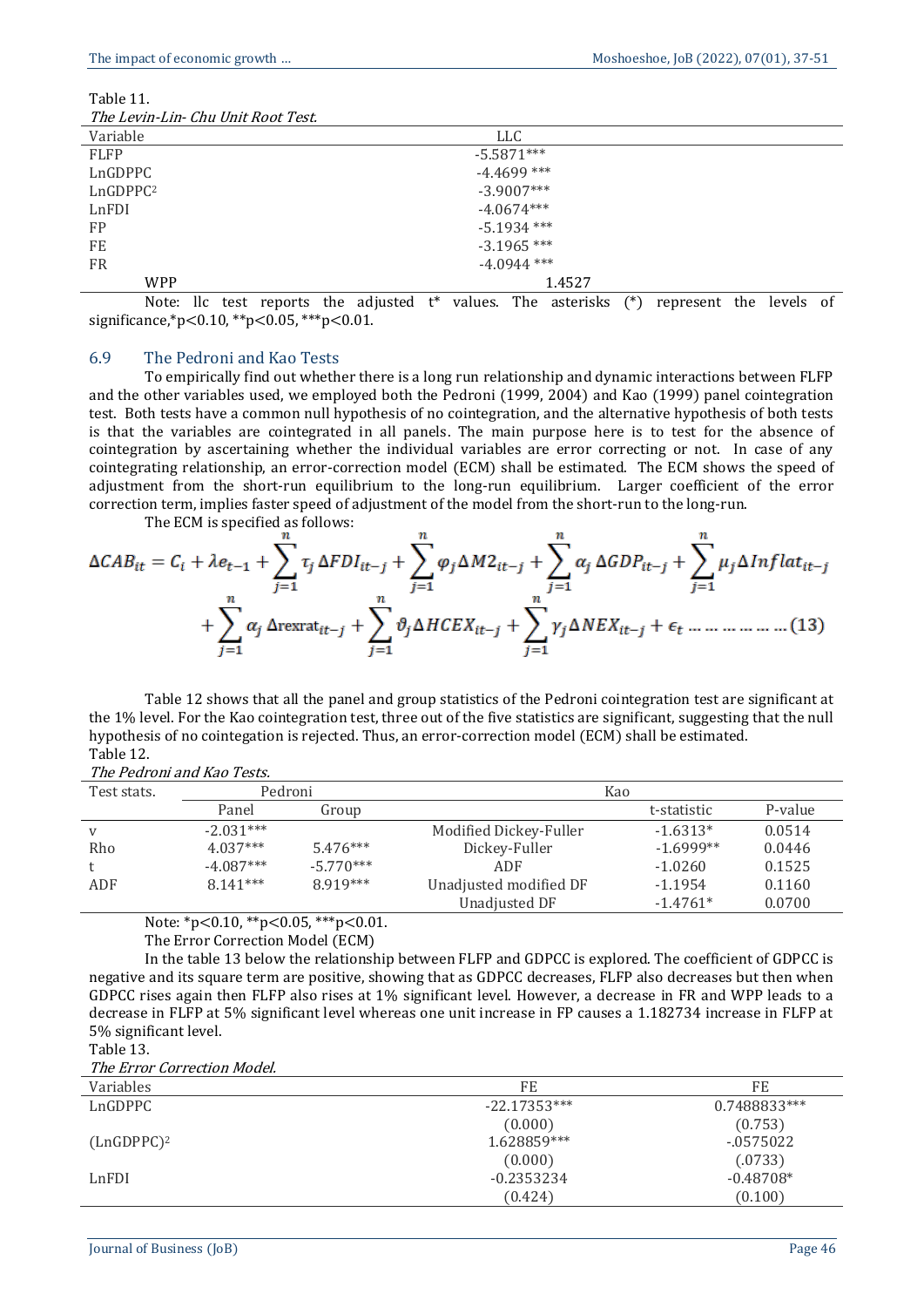Table 11.

*The Levin-Lin- Chu Unit Root Test.*

| Variable | LLC |
|---|---|
| FLFP | -5.5871*** |
| LnGDPPC | -4.4699 *** |
| $LnGDPPC^2$ | -3.9007*** |
| LnFDI | -4.0674*** |
| FP | -5.1934 *** |
| FE | -3.1965 *** |
| FR | -4.0944 *** |
| WPP | 1.4527 |

Note: llc test reports the adjusted t* values. The asterisks (*) represent the levels of significance,*p<0.10, **p<0.05, ***p<0.01.

## 6.9 The Pedroni and Kao Tests

To empirically find out whether there is a long run relationship and dynamic interactions between FLFP and the other variables used, we employed both the Pedroni (1999, 2004) and Kao (1999) panel cointegration test. Both tests have a common null hypothesis of no cointegration, and the alternative hypothesis of both tests is that the variables are cointegrated in all panels. The main purpose here is to test for the absence of cointegration by ascertaining whether the individual variables are error correcting or not. In case of any cointegrating relationship, an error-correction model (ECM) shall be estimated. The ECM shows the speed of adjustment from the short-run equilibrium to the long-run equilibrium. Larger coefficient of the error correction term, implies faster speed of adjustment of the model from the short-run to the long-run.

The ECM is specified as follows:

$$\Delta CAB_{it} = C_i + \lambda e_{t-1} + \sum_{j=1}^{n} \tau_j \Delta FDI_{it-j} + \sum_{j=1}^{n} \varphi_j \Delta M2_{it-j} + \sum_{j=1}^{n} \alpha_j \Delta GDP_{it-j} + \sum_{j=1}^{n} \mu_j \Delta Inflat_{it-j} + \sum_{j=1}^{n} \alpha_j \Delta \text{rexrat}_{it-j} + \sum_{j=1}^{n} \vartheta_j \Delta HCEX_{it-j} + \sum_{j=1}^{n} \gamma_j \Delta NEX_{it-j} + \epsilon_t \ldots\ldots\ldots\ldots\ldots (13)$$

Table 12 shows that all the panel and group statistics of the Pedroni cointegration test are significant at the 1% level. For the Kao cointegration test, three out of the five statistics are significant, suggesting that the null hypothesis of no cointegration is rejected. Thus, an error-correction model (ECM) shall be estimated.

Table 12.

*The Pedroni and Kao Tests.*

| Test stats. | Pedroni | | Kao | | |
|---|---|---|---|---|---|
| | Panel | Group | | t-statistic | P-value |
| v | -2.031*** | | Modified Dickey-Fuller | -1.6313* | 0.0514 |
| Rho | 4.037*** | 5.476*** | Dickey-Fuller | -1.6999** | 0.0446 |
| t | -4.087*** | -5.770*** | ADF | -1.0260 | 0.1525 |
| ADF | 8.141*** | 8.919*** | Unadjusted modified DF | -1.1954 | 0.1160 |
| | | | Unadjusted DF | -1.4761* | 0.0700 |

Note: *p<0.10, **p<0.05, ***p<0.01.

The Error Correction Model (ECM)

In the table 13 below the relationship between FLFP and GDPCC is explored. The coefficient of GDPCC is negative and its square term are positive, showing that as GDPCC decreases, FLFP also decreases but then when GDPCC rises again then FLFP also rises at 1% significant level. However, a decrease in FR and WPP leads to a decrease in FLFP at 5% significant level whereas one unit increase in FP causes a 1.182734 increase in FLFP at 5% significant level.

Table 13.

*The Error Correction Model.*

| Variables | FE | FE |
|---|---|---|
| LnGDPPC | -22.17353*** | 0.7488833*** |
| | (0.000) | (0.753) |
| $(LnGDPPC)^2$ | 1.628859*** | -.0575022 |
| | (0.000) | (.0733) |
| LnFDI | -0.2353234 | -0.48708* |
| | (0.424) | (0.100) |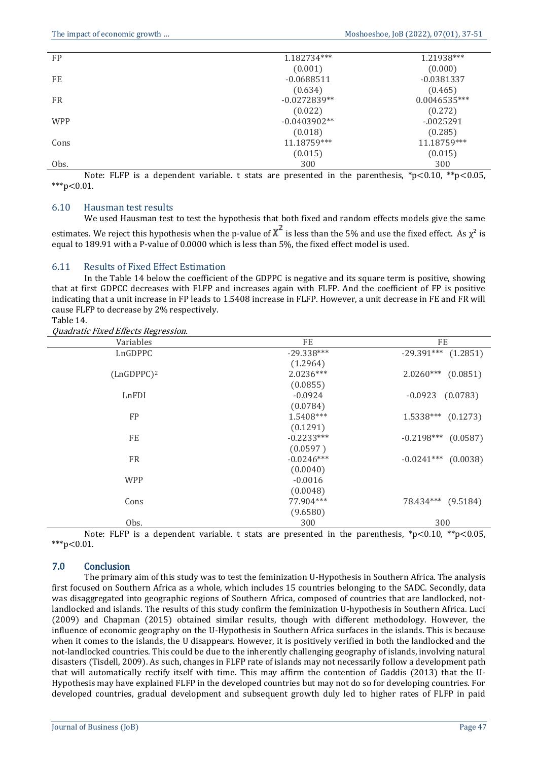| | | |
|---|---|---|
| FP | 1.182734*** | 1.21938*** |
| | (0.001) | (0.000) |
| FE | -0.0688511 | -0.0381337 |
| | (0.634) | (0.465) |
| FR | -0.0272839** | 0.0046535*** |
| | (0.022) | (0.272) |
| WPP | -0.0403902** | -.0025291 |
| | (0.018) | (0.285) |
| Cons | 11.18759*** | 11.18759*** |
| | (0.015) | (0.015) |
| Obs. | 300 | 300 |

Note: FLFP is a dependent variable. t stats are presented in the parenthesis, *p<0.10, **p<0.05, ***p<0.01.

### 6.10 Hausman test results

We used Hausman test to test the hypothesis that both fixed and random effects models give the same estimates. We reject this hypothesis when the p-value of $\chi^2$ is less than the 5% and use the fixed effect. As $\chi^2$ is equal to 189.91 with a P-value of 0.0000 which is less than 5%, the fixed effect model is used.

### 6.11 Results of Fixed Effect Estimation

In the Table 14 below the coefficient of the GDPPC is negative and its square term is positive, showing that at first GDPCC decreases with FLFP and increases again with FLFP. And the coefficient of FP is positive indicating that a unit increase in FP leads to 1.5408 increase in FLFP. However, a unit decrease in FE and FR will cause FLFP to decrease by 2% respectively.

Table 14.

*Quadratic Fixed Effects Regression.*

| Variables | FE | FE |
|---|---|---|
| LnGDPPC | -29.338*** | -29.391*** (1.2851) |
| | (1.2964) | |
| $(LnGDPPC)^2$ | 2.0236*** | 2.0260*** (0.0851) |
| | (0.0855) | |
| LnFDI | -0.0924 | -0.0923 (0.0783) |
| | (0.0784) | |
| FP | 1.5408*** | 1.5338*** (0.1273) |
| | (0.1291) | |
| FE | -0.2233*** | -0.2198*** (0.0587) |
| | (0.0597 ) | |
| FR | -0.0246*** | -0.0241*** (0.0038) |
| | (0.0040) | |
| WPP | -0.0016 | |
| | (0.0048) | |
| Cons | 77.904*** | 78.434*** (9.5184) |
| | (9.6580) | |
| Obs. | 300 | 300 |

Note: FLFP is a dependent variable. t stats are presented in the parenthesis, *p<0.10, **p<0.05, ***p<0.01.

## 7.0 Conclusion

The primary aim of this study was to test the feminization U-Hypothesis in Southern Africa. The analysis first focused on Southern Africa as a whole, which includes 15 countries belonging to the SADC. Secondly, data was disaggregated into geographic regions of Southern Africa, composed of countries that are landlocked, not-landlocked and islands. The results of this study confirm the feminization U-hypothesis in Southern Africa. Luci (2009) and Chapman (2015) obtained similar results, though with different methodology. However, the influence of economic geography on the U-Hypothesis in Southern Africa surfaces in the islands. This is because when it comes to the islands, the U disappears. However, it is positively verified in both the landlocked and the not-landlocked countries. This could be due to the inherently challenging geography of islands, involving natural disasters (Tisdell, 2009). As such, changes in FLFP rate of islands may not necessarily follow a development path that will automatically rectify itself with time. This may affirm the contention of Gaddis (2013) that the U-Hypothesis may have explained FLFP in the developed countries but may not do so for developing countries. For developed countries, gradual development and subsequent growth duly led to higher rates of FLFP in paid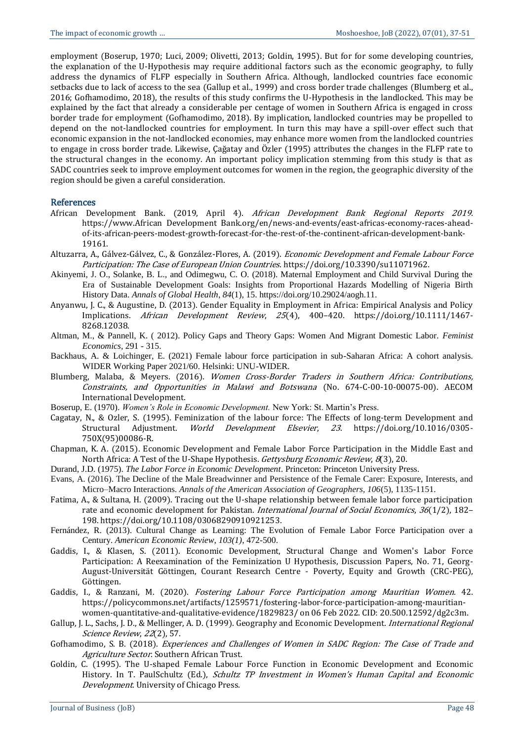employment (Boserup, 1970; Luci, 2009; Olivetti, 2013; Goldin, 1995). But for for some developing countries, the explanation of the U-Hypothesis may require additional factors such as the economic geography, to fully address the dynamics of FLFP especially in Southern Africa. Although, landlocked countries face economic setbacks due to lack of access to the sea (Gallup et al., 1999) and cross border trade challenges (Blumberg et al., 2016; Gofhamodimo, 2018), the results of this study confirms the U-Hypothesis in the landlocked. This may be explained by the fact that already a considerable per centage of women in Southern Africa is engaged in cross border trade for employment (Gofhamodimo, 2018). By implication, landlocked countries may be propelled to depend on the not-landlocked countries for employment. In turn this may have a spill-over effect such that economic expansion in the not-landlocked economies, may enhance more women from the landlocked countries to engage in cross border trade. Likewise, Çağatay and Özler (1995) attributes the changes in the FLFP rate to the structural changes in the economy. An important policy implication stemming from this study is that as SADC countries seek to improve employment outcomes for women in the region, the geographic diversity of the region should be given a careful consideration.

## References

African Development Bank. (2019, April 4). *African Development Bank Regional Reports 2019*. https://www.African Development Bank.org/en/news-and-events/east-africas-economy-races-ahead-of-its-african-peers-modest-growth-forecast-for-the-rest-of-the-continent-african-development-bank-19161.

Altuzarra, A., Gálvez-Gálvez, C., & González-Flores, A. (2019). *Economic Development and Female Labour Force Participation: The Case of European Union Countries*. https://doi.org/10.3390/su11071962.

Akinyemi, J. O., Solanke, B. L., and Odimegwu, C. O. (2018). Maternal Employment and Child Survival During the Era of Sustainable Development Goals: Insights from Proportional Hazards Modelling of Nigeria Birth History Data. *Annals of Global Health*, *84*(1), 15. https://doi.org/10.29024/aogh.11.

Anyanwu, J. C., & Augustine, D. (2013). Gender Equality in Employment in Africa: Empirical Analysis and Policy Implications. *African Development Review*, *25*(4), 400–420. https://doi.org/10.1111/1467-8268.12038.

Altman, M., & Pannell, K. ( 2012). Policy Gaps and Theory Gaps: Women And Migrant Domestic Labor. *Feminist Economics*, 291 - 315.

Backhaus, A. & Loichinger, E. (2021) Female labour force participation in sub-Saharan Africa: A cohort analysis. WIDER Working Paper 2021/60. Helsinki: UNU-WIDER.

Blumberg, Malaba, & Meyers. (2016). *Women Cross-Border Traders in Southern Africa: Contributions, Constraints, and Opportunities in Malawi and Botswana* (No. 674-C-00-10-00075-00). AECOM International Development.

Boserup, E. (1970). *Women's Role in Economic Development.* New York: St. Martin's Press.

Cagatay, N., & Ozler, S. (1995). Feminization of the labour force: The Effects of long-term Development and Structural Adjustment. *World Development Elsevier*, *23*. https://doi.org/10.1016/0305-750X(95)00086-R.

Chapman, K. A. (2015). Economic Development and Female Labor Force Participation in the Middle East and North Africa: A Test of the U-Shape Hypothesis. *Gettysburg Economic Review*, *8*(3), 20.

Durand, J.D. (1975). *The Labor Force in Economic Development*. Princeton: Princeton University Press.

Evans, A. (2016). The Decline of the Male Breadwinner and Persistence of the Female Carer: Exposure, Interests, and Micro–Macro Interactions. *Annals of the American Association of Geographers*, *106*(5), 1135-1151.

Fatima, A., & Sultana, H. (2009). Tracing out the U-shape relationship between female labor force participation rate and economic development for Pakistan. *International Journal of Social Economics*, *36*(1/2), 182–198. https://doi.org/10.1108/03068290910921253.

Fernández, R. (2013). Cultural Change as Learning: The Evolution of Female Labor Force Participation over a Century. *American Economic Review*, *103(1)*, 472-500.

Gaddis, I., & Klasen, S. (2011). Economic Development, Structural Change and Women's Labor Force Participation: A Reexamination of the Feminization U Hypothesis, Discussion Papers, No. 71, Georg-August-Universität Göttingen, Courant Research Centre - Poverty, Equity and Growth (CRC-PEG), Göttingen.

Gaddis, I., & Ranzani, M. (2020). *Fostering Labour Force Participation among Mauritian Women*. 42. https://policycommons.net/artifacts/1259571/fostering-labor-force-participation-among-mauritian-women-quantitative-and-qualitative-evidence/1829823/ on 06 Feb 2022. CID: 20.500.12592/dg2c3m.

Gallup, J. L., Sachs, J. D., & Mellinger, A. D. (1999). Geography and Economic Development. *International Regional Science Review*, *22*(2), 57.

Gofhamodimo, S. B. (2018). *Experiences and Challenges of Women in SADC Region: The Case of Trade and Agriculture Sector*. Southern African Trust.

Goldin, C. (1995). The U-shaped Female Labour Force Function in Economic Development and Economic History. In T. PaulSchultz (Ed.), *Schultz TP Investment in Women's Human Capital and Economic Development*. University of Chicago Press.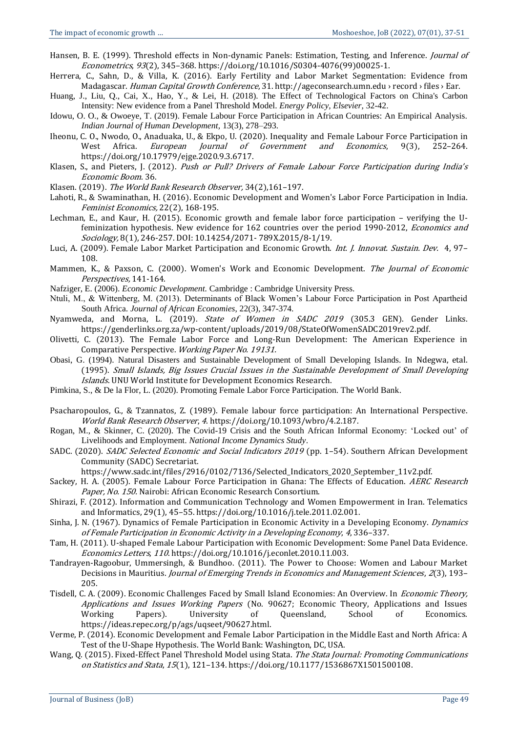Hansen, B. E. (1999). Threshold effects in Non-dynamic Panels: Estimation, Testing, and Inference. *Journal of Econometrics*, *93*(2), 345–368. https://doi.org/10.1016/S0304-4076(99)00025-1.

Herrera, C., Sahn, D., & Villa, K. (2016). Early Fertility and Labor Market Segmentation: Evidence from Madagascar. *Human Capital Growth Conference*, 31. http://ageconsearch.umn.edu › record › files › Ear.

Huang, J., Liu, Q., Cai, X., Hao, Y., & Lei, H. (2018). The Effect of Technological Factors on China's Carbon Intensity: New evidence from a Panel Threshold Model. *Energy Policy*, *Elsevier*, 32-42.

Idowu, O. O., & Owoeye, T. (2019). Female Labour Force Participation in African Countries: An Empirical Analysis. *Indian Journal of Human Development*, 13(3), 278–293.

Iheonu, C. O., Nwodo, O., Anaduaka, U., & Ekpo, U. (2020). Inequality and Female Labour Force Participation in West Africa. *European Journal of Government and Economics*, 9(3), 252–264. https://doi.org/10.17979/ejge.2020.9.3.6717.

Klasen, S., and Pieters, J. (2012). *Push or Pull? Drivers of Female Labour Force Participation during India's Economic Boom*. 36.

Klasen. (2019). *The World Bank Research Observer,* 34(2),161–197.

Lahoti, R., & Swaminathan, H. (2016). Economic Development and Women's Labor Force Participation in India. *Feminist Economics,* 22(2), 168-195.

Lechman, E., and Kaur, H. (2015). Economic growth and female labor force participation – verifying the U-feminization hypothesis. New evidence for 162 countries over the period 1990-2012, *Economics and Sociology,* 8(1), 246-257. DOI: 10.14254/2071- 789X.2015/8-1/19.

Luci, A. (2009). Female Labor Market Participation and Economic Growth. *Int. J. Innovat. Sustain. Dev.* 4, 97–108.

Mammen, K., & Paxson, C. (2000). Women's Work and Economic Development. *The Journal of Economic Perspectives,* 141-164.

Nafziger, E. (2006). *Economic Development*. Cambridge : Cambridge University Press.

Ntuli, M., & Wittenberg, M. (2013). Determinants of Black Women's Labour Force Participation in Post Apartheid South Africa. *Journal of African Economies*, 22(3), 347-374.

Nyamweda, and Morna, L. (2019). *State of Women in SADC 2019* (305.3 GEN). Gender Links. https://genderlinks.org.za/wp-content/uploads/2019/08/StateOfWomenSADC2019rev2.pdf.

Olivetti, C. (2013). The Female Labor Force and Long-Run Development: The American Experience in Comparative Perspective. *Working Paper No. 19131.*

Obasi, G. (1994). Natural Disasters and Sustainable Development of Small Developing Islands. In Ndegwa, etal. (1995). *Small Islands, Big Issues Crucial Issues in the Sustainable Development of Small Developing Islands*. UNU World Institute for Development Economics Research.

Pimkina, S., & De la Flor, L. (2020). Promoting Female Labor Force Participation. The World Bank.

Psacharopoulos, G., & Tzannatos, Z. (1989). Female labour force participation: An International Perspective. *World Bank Research Observer*, *4*. https://doi.org/10.1093/wbro/4.2.187.

Rogan, M., & Skinner, C. (2020). The Covid-19 Crisis and the South African Informal Economy: 'Locked out' of Livelihoods and Employment. *National Income Dynamics Study*.

SADC. (2020). *SADC Selected Economic and Social Indicators 2019* (pp. 1–54). Southern African Development Community (SADC) Secretariat. https://www.sadc.int/files/2916/0102/7136/Selected_Indicators_2020_September_11v2.pdf.

Sackey, H. A. (2005). Female Labour Force Participation in Ghana: The Effects of Education. *AERC Research Paper, No. 150*. Nairobi: African Economic Research Consortium.

Shirazi, F. (2012). Information and Communication Technology and Women Empowerment in Iran. Telematics and Informatics, 29(1), 45–55. https://doi.org/10.1016/j.tele.2011.02.001.

Sinha, J. N. (1967). Dynamics of Female Participation in Economic Activity in a Developing Economy. *Dynamics of Female Participation in Economic Activity in a Developing Economy*, *4*, 336–337.

Tam, H. (2011). U-shaped Female Labour Participation with Economic Development: Some Panel Data Evidence. *Economics Letters*, *110*. https://doi.org/10.1016/j.econlet.2010.11.003.

Tandrayen-Ragoobur, Ummersingh, & Bundhoo. (2011). The Power to Choose: Women and Labour Market Decisions in Mauritius. *Journal of Emerging Trends in Economics and Management Sciences*, *2*(3), 193–205.

Tisdell, C. A. (2009). Economic Challenges Faced by Small Island Economies: An Overview. In *Economic Theory, Applications and Issues Working Papers* (No. 90627; Economic Theory, Applications and Issues Working Papers). University of Queensland, School of Economics. https://ideas.repec.org/p/ags/uqseet/90627.html.

Verme, P. (2014). Economic Development and Female Labor Participation in the Middle East and North Africa: A Test of the U-Shape Hypothesis. The World Bank: Washington, DC, USA.

Wang, Q. (2015). Fixed-Effect Panel Threshold Model using Stata. *The Stata Journal: Promoting Communications on Statistics and Stata*, *15*(1), 121–134. https://doi.org/10.1177/1536867X1501500108.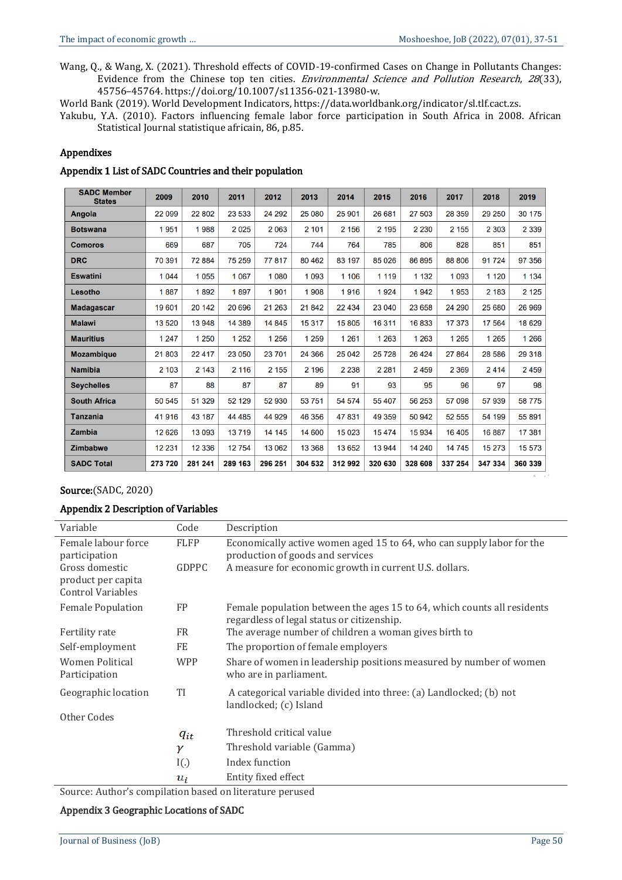Wang, Q., & Wang, X. (2021). Threshold effects of COVID-19-confirmed Cases on Change in Pollutants Changes: Evidence from the Chinese top ten cities. *Environmental Science and Pollution Research*, *28*(33), 45756–45764. https://doi.org/10.1007/s11356-021-13980-w.

World Bank (2019). World Development Indicators, https://data.worldbank.org/indicator/sl.tlf.cact.zs.

Yakubu, Y.A. (2010). Factors influencing female labor force participation in South Africa in 2008. African Statistical Journal statistique africain, 86, p.85.

## Appendixes

### Appendix 1 List of SADC Countries and their population

| SADC Member States | 2009 | 2010 | 2011 | 2012 | 2013 | 2014 | 2015 | 2016 | 2017 | 2018 | 2019 |
|---|---|---|---|---|---|---|---|---|---|---|---|
| **Angola** | 22 099 | 22 802 | 23 533 | 24 292 | 25 080 | 25 901 | 26 681 | 27 503 | 28 359 | 29 250 | 30 175 |
| **Botswana** | 1 951 | 1 988 | 2 025 | 2 063 | 2 101 | 2 156 | 2 195 | 2 230 | 2 155 | 2 303 | 2 339 |
| **Comoros** | 669 | 687 | 705 | 724 | 744 | 764 | 785 | 806 | 828 | 851 | 851 |
| **DRC** | 70 391 | 72 884 | 75 259 | 77 817 | 80 462 | 83 197 | 85 026 | 86 895 | 88 806 | 91 724 | 97 356 |
| **Eswatini** | 1 044 | 1 055 | 1 067 | 1 080 | 1 093 | 1 106 | 1 119 | 1 132 | 1 093 | 1 120 | 1 134 |
| **Lesotho** | 1 887 | 1 892 | 1 897 | 1 901 | 1 908 | 1 916 | 1 924 | 1 942 | 1 953 | 2 183 | 2 125 |
| **Madagascar** | 19 601 | 20 142 | 20 696 | 21 263 | 21 842 | 22 434 | 23 040 | 23 658 | 24 290 | 25 680 | 26 969 |
| **Malawi** | 13 520 | 13 948 | 14 389 | 14 845 | 15 317 | 15 805 | 16 311 | 16 833 | 17 373 | 17 564 | 18 629 |
| **Mauritius** | 1 247 | 1 250 | 1 252 | 1 256 | 1 259 | 1 261 | 1 263 | 1 263 | 1 265 | 1 265 | 1 266 |
| **Mozambique** | 21 803 | 22 417 | 23 050 | 23 701 | 24 366 | 25 042 | 25 728 | 26 424 | 27 864 | 28 586 | 29 318 |
| **Namibia** | 2 103 | 2 143 | 2 116 | 2 155 | 2 196 | 2 238 | 2 281 | 2 459 | 2 369 | 2 414 | 2 459 |
| **Seychelles** | 87 | 88 | 87 | 87 | 89 | 91 | 93 | 95 | 96 | 97 | 98 |
| **South Africa** | 50 545 | 51 329 | 52 129 | 52 930 | 53 751 | 54 574 | 55 407 | 56 253 | 57 098 | 57 939 | 58 775 |
| **Tanzania** | 41 916 | 43 187 | 44 485 | 44 929 | 46 356 | 47 831 | 49 359 | 50 942 | 52 555 | 54 199 | 55 891 |
| **Zambia** | 12 626 | 13 093 | 13 719 | 14 145 | 14 600 | 15 023 | 15 474 | 15 934 | 16 405 | 16 887 | 17 381 |
| **Zimbabwe** | 12 231 | 12 336 | 12 754 | 13 062 | 13 368 | 13 652 | 13 944 | 14 240 | 14 745 | 15 273 | 15 573 |
| **SADC Total** | **273 720** | **281 241** | **289 163** | **296 251** | **304 532** | **312 992** | **320 630** | **328 608** | **337 254** | **347 334** | **360 339** |

**Source:**(SADC, 2020)

### Appendix 2 Description of Variables

| Variable | Code | Description |
|---|---|---|
| Female labour force participation | FLFP | Economically active women aged 15 to 64, who can supply labor for the production of goods and services |
| Gross domestic product per capita | GDPPC | A measure for economic growth in current U.S. dollars. |
| Control Variables | | |
| Female Population | FP | Female population between the ages 15 to 64, which counts all residents regardless of legal status or citizenship. |
| Fertility rate | FR | The average number of children a woman gives birth to |
| Self-employment | FE | The proportion of female employers |
| Women Political Participation | WPP | Share of women in leadership positions measured by number of women who are in parliament. |
| Geographic location | TI | A categorical variable divided into three: (a) Landlocked; (b) not landlocked; (c) Island |
| Other Codes | | |
| | $q_{it}$ | Threshold critical value |
| | $\gamma$ | Threshold variable (Gamma) |
| | I(.) | Index function |
| | $u_i$ | Entity fixed effect |

Source: Author's compilation based on literature perused

### Appendix 3 Geographic Locations of SADC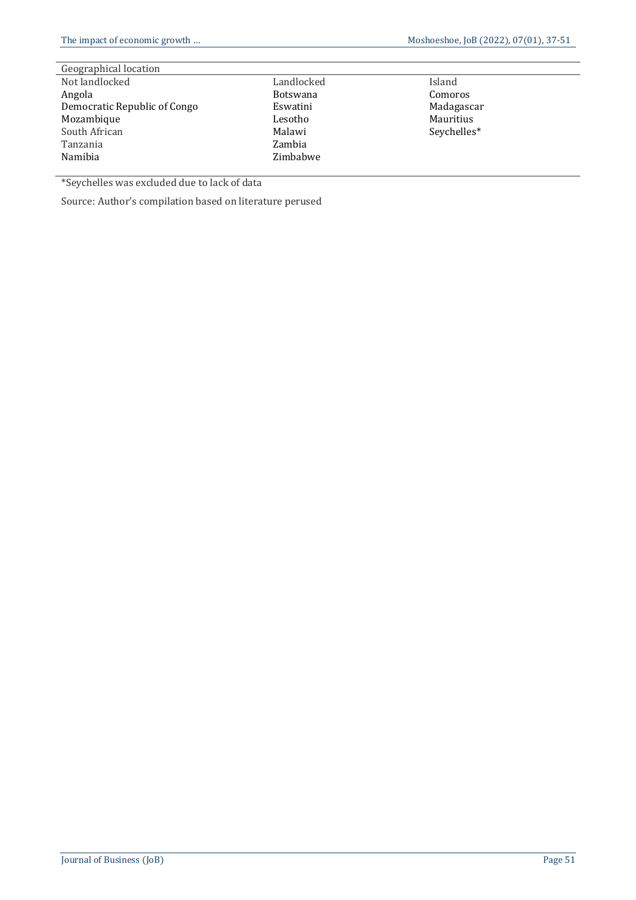| Geographical location | | |
|---|---|---|
| Not landlocked | Landlocked | Island |
| Angola | Botswana | Comoros |
| Democratic Republic of Congo | Eswatini | Madagascar |
| Mozambique | Lesotho | Mauritius |
| South African | Malawi | Seychelles* |
| Tanzania | Zambia | |
| Namibia | Zimbabwe | |

*Seychelles was excluded due to lack of data

Source: Author's compilation based on literature perused